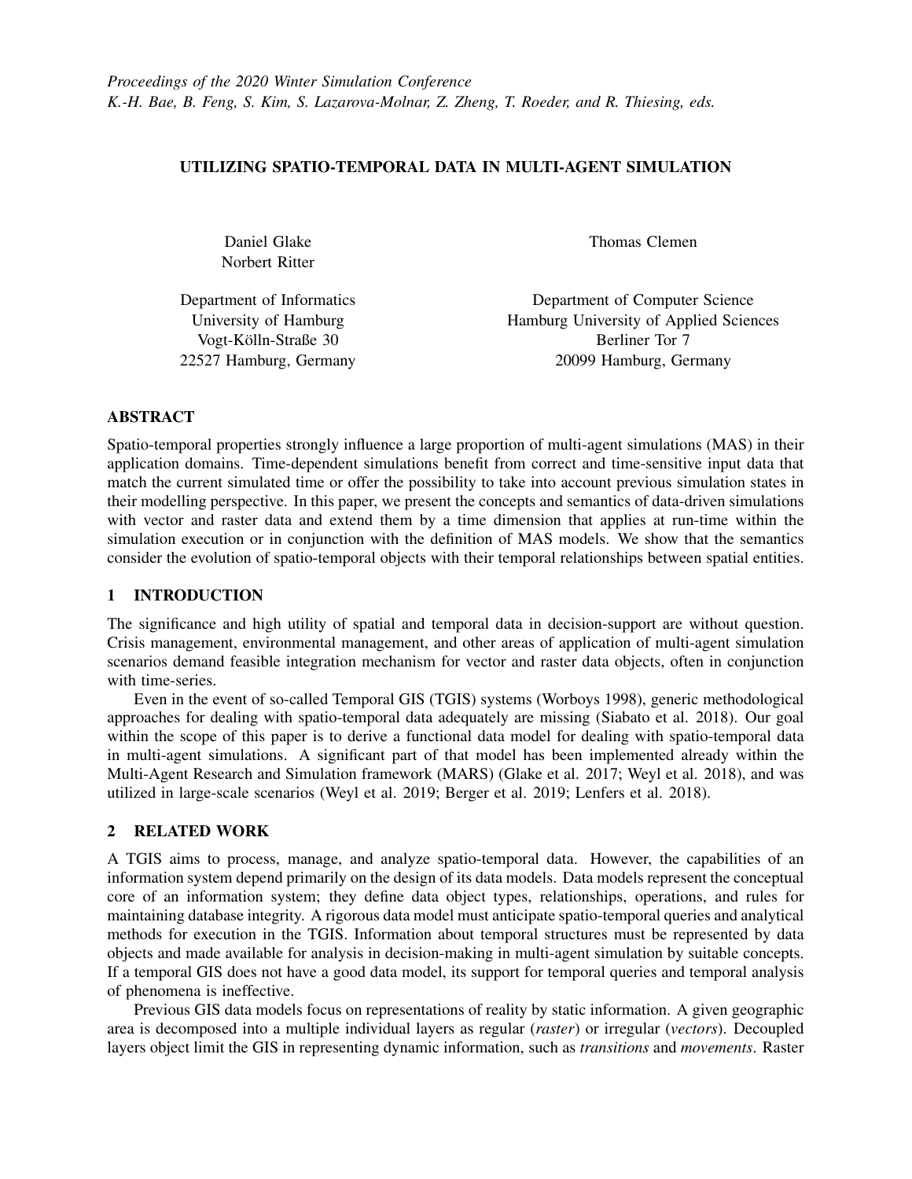*Proceedings of the 2020 Winter Simulation Conference*
*K.-H. Bae, B. Feng, S. Kim, S. Lazarova-Molnar, Z. Zheng, T. Roeder, and R. Thiesing, eds.*

# UTILIZING SPATIO-TEMPORAL DATA IN MULTI-AGENT SIMULATION

Daniel Glake
Norbert Ritter

Department of Informatics
University of Hamburg
Vogt-Kölln-Straße 30
22527 Hamburg, Germany

Thomas Clemen

Department of Computer Science
Hamburg University of Applied Sciences
Berliner Tor 7
20099 Hamburg, Germany

## ABSTRACT

Spatio-temporal properties strongly influence a large proportion of multi-agent simulations (MAS) in their application domains. Time-dependent simulations benefit from correct and time-sensitive input data that match the current simulated time or offer the possibility to take into account previous simulation states in their modelling perspective. In this paper, we present the concepts and semantics of data-driven simulations with vector and raster data and extend them by a time dimension that applies at run-time within the simulation execution or in conjunction with the definition of MAS models. We show that the semantics consider the evolution of spatio-temporal objects with their temporal relationships between spatial entities.

## 1 INTRODUCTION

The significance and high utility of spatial and temporal data in decision-support are without question. Crisis management, environmental management, and other areas of application of multi-agent simulation scenarios demand feasible integration mechanism for vector and raster data objects, often in conjunction with time-series.

Even in the event of so-called Temporal GIS (TGIS) systems (Worboys 1998), generic methodological approaches for dealing with spatio-temporal data adequately are missing (Siabato et al. 2018). Our goal within the scope of this paper is to derive a functional data model for dealing with spatio-temporal data in multi-agent simulations. A significant part of that model has been implemented already within the Multi-Agent Research and Simulation framework (MARS) (Glake et al. 2017; Weyl et al. 2018), and was utilized in large-scale scenarios (Weyl et al. 2019; Berger et al. 2019; Lenfers et al. 2018).

## 2 RELATED WORK

A TGIS aims to process, manage, and analyze spatio-temporal data. However, the capabilities of an information system depend primarily on the design of its data models. Data models represent the conceptual core of an information system; they define data object types, relationships, operations, and rules for maintaining database integrity. A rigorous data model must anticipate spatio-temporal queries and analytical methods for execution in the TGIS. Information about temporal structures must be represented by data objects and made available for analysis in decision-making in multi-agent simulation by suitable concepts. If a temporal GIS does not have a good data model, its support for temporal queries and temporal analysis of phenomena is ineffective.

Previous GIS data models focus on representations of reality by static information. A given geographic area is decomposed into a multiple individual layers as regular (*raster*) or irregular (*vectors*). Decoupled layers object limit the GIS in representing dynamic information, such as *transitions* and *movements*. Raster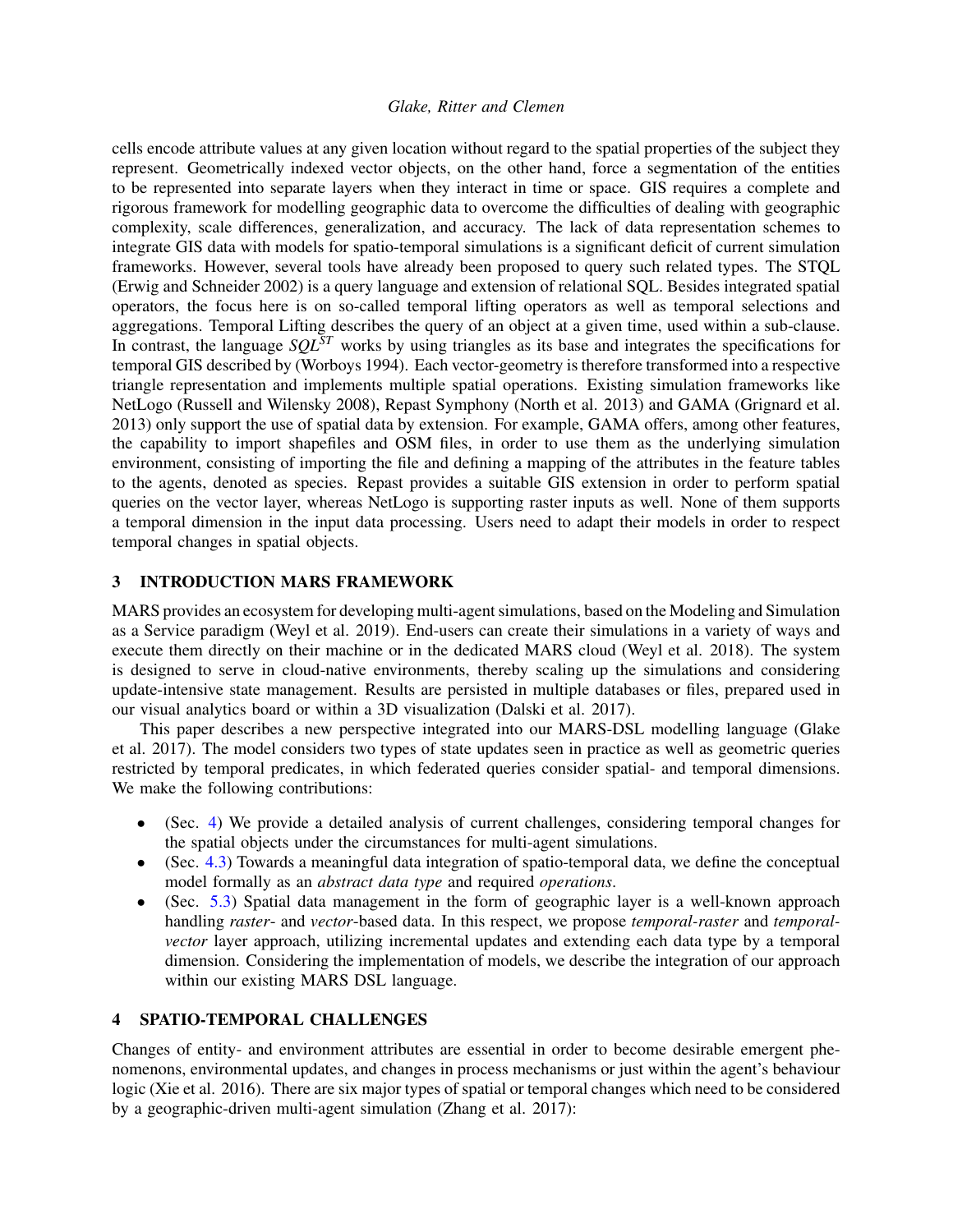cells encode attribute values at any given location without regard to the spatial properties of the subject they represent. Geometrically indexed vector objects, on the other hand, force a segmentation of the entities to be represented into separate layers when they interact in time or space. GIS requires a complete and rigorous framework for modelling geographic data to overcome the difficulties of dealing with geographic complexity, scale differences, generalization, and accuracy. The lack of data representation schemes to integrate GIS data with models for spatio-temporal simulations is a significant deficit of current simulation frameworks. However, several tools have already been proposed to query such related types. The STQL (Erwig and Schneider 2002) is a query language and extension of relational SQL. Besides integrated spatial operators, the focus here is on so-called temporal lifting operators as well as temporal selections and aggregations. Temporal Lifting describes the query of an object at a given time, used within a sub-clause. In contrast, the language $SQL^{ST}$ works by using triangles as its base and integrates the specifications for temporal GIS described by (Worboys 1994). Each vector-geometry is therefore transformed into a respective triangle representation and implements multiple spatial operations. Existing simulation frameworks like NetLogo (Russell and Wilensky 2008), Repast Symphony (North et al. 2013) and GAMA (Grignard et al. 2013) only support the use of spatial data by extension. For example, GAMA offers, among other features, the capability to import shapefiles and OSM files, in order to use them as the underlying simulation environment, consisting of importing the file and defining a mapping of the attributes in the feature tables to the agents, denoted as species. Repast provides a suitable GIS extension in order to perform spatial queries on the vector layer, whereas NetLogo is supporting raster inputs as well. None of them supports a temporal dimension in the input data processing. Users need to adapt their models in order to respect temporal changes in spatial objects.

## 3 INTRODUCTION MARS FRAMEWORK

MARS provides an ecosystem for developing multi-agent simulations, based on the Modeling and Simulation as a Service paradigm (Weyl et al. 2019). End-users can create their simulations in a variety of ways and execute them directly on their machine or in the dedicated MARS cloud (Weyl et al. 2018). The system is designed to serve in cloud-native environments, thereby scaling up the simulations and considering update-intensive state management. Results are persisted in multiple databases or files, prepared used in our visual analytics board or within a 3D visualization (Dalski et al. 2017).

This paper describes a new perspective integrated into our MARS-DSL modelling language (Glake et al. 2017). The model considers two types of state updates seen in practice as well as geometric queries restricted by temporal predicates, in which federated queries consider spatial- and temporal dimensions. We make the following contributions:

- (Sec. 4) We provide a detailed analysis of current challenges, considering temporal changes for the spatial objects under the circumstances for multi-agent simulations.
- (Sec. 4.3) Towards a meaningful data integration of spatio-temporal data, we define the conceptual model formally as an *abstract data type* and required *operations*.
- (Sec. 5.3) Spatial data management in the form of geographic layer is a well-known approach handling *raster*- and *vector*-based data. In this respect, we propose *temporal-raster* and *temporal-vector* layer approach, utilizing incremental updates and extending each data type by a temporal dimension. Considering the implementation of models, we describe the integration of our approach within our existing MARS DSL language.

## 4 SPATIO-TEMPORAL CHALLENGES

Changes of entity- and environment attributes are essential in order to become desirable emergent phenomenons, environmental updates, and changes in process mechanisms or just within the agent's behaviour logic (Xie et al. 2016). There are six major types of spatial or temporal changes which need to be considered by a geographic-driven multi-agent simulation (Zhang et al. 2017):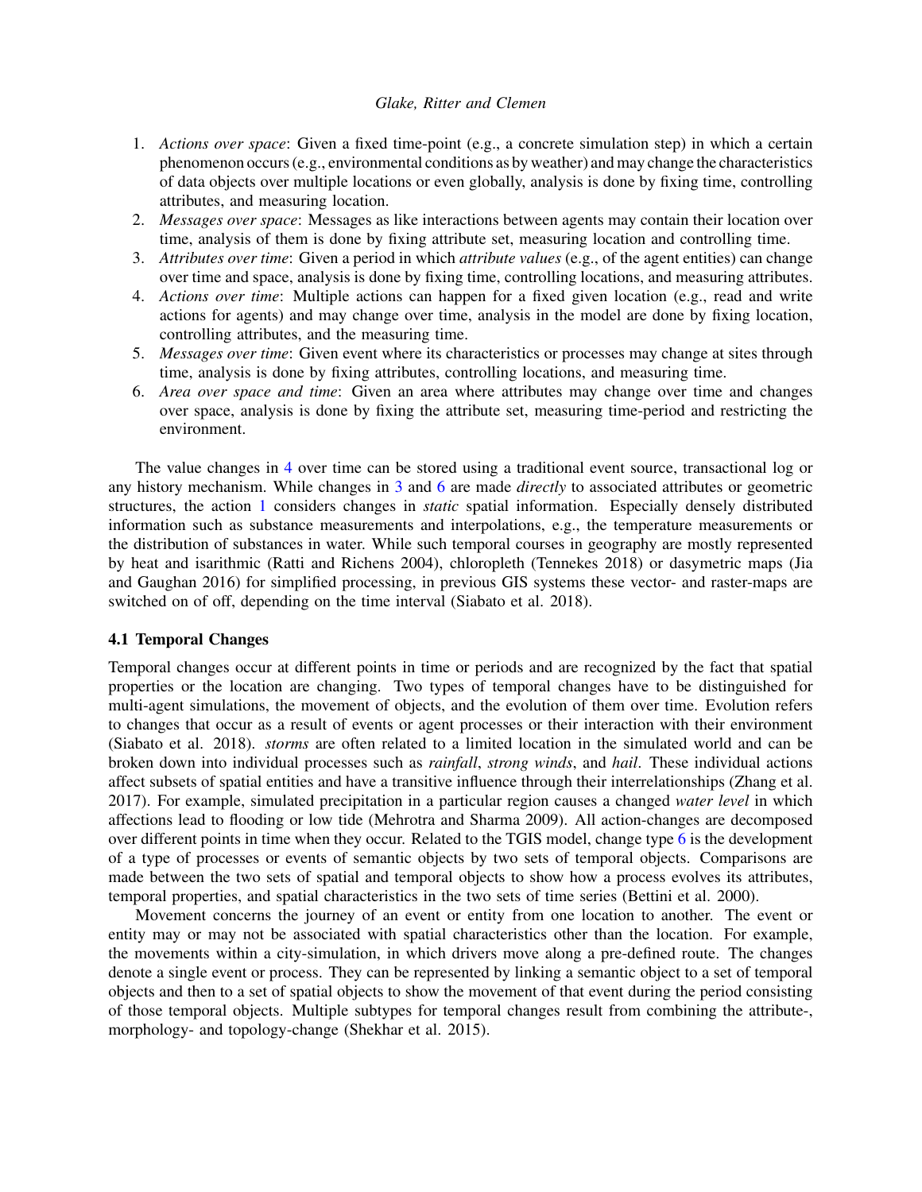1. *Actions over space*: Given a fixed time-point (e.g., a concrete simulation step) in which a certain phenomenon occurs (e.g., environmental conditions as by weather) and may change the characteristics of data objects over multiple locations or even globally, analysis is done by fixing time, controlling attributes, and measuring location.
2. *Messages over space*: Messages as like interactions between agents may contain their location over time, analysis of them is done by fixing attribute set, measuring location and controlling time.
3. *Attributes over time*: Given a period in which *attribute values* (e.g., of the agent entities) can change over time and space, analysis is done by fixing time, controlling locations, and measuring attributes.
4. *Actions over time*: Multiple actions can happen for a fixed given location (e.g., read and write actions for agents) and may change over time, analysis in the model are done by fixing location, controlling attributes, and the measuring time.
5. *Messages over time*: Given event where its characteristics or processes may change at sites through time, analysis is done by fixing attributes, controlling locations, and measuring time.
6. *Area over space and time*: Given an area where attributes may change over time and changes over space, analysis is done by fixing the attribute set, measuring time-period and restricting the environment.

The value changes in 4 over time can be stored using a traditional event source, transactional log or any history mechanism. While changes in 3 and 6 are made *directly* to associated attributes or geometric structures, the action 1 considers changes in *static* spatial information. Especially densely distributed information such as substance measurements and interpolations, e.g., the temperature measurements or the distribution of substances in water. While such temporal courses in geography are mostly represented by heat and isarithmic (Ratti and Richens 2004), chloropleth (Tennekes 2018) or dasymetric maps (Jia and Gaughan 2016) for simplified processing, in previous GIS systems these vector- and raster-maps are switched on of off, depending on the time interval (Siabato et al. 2018).

### 4.1 Temporal Changes

Temporal changes occur at different points in time or periods and are recognized by the fact that spatial properties or the location are changing. Two types of temporal changes have to be distinguished for multi-agent simulations, the movement of objects, and the evolution of them over time. Evolution refers to changes that occur as a result of events or agent processes or their interaction with their environment (Siabato et al. 2018). *storms* are often related to a limited location in the simulated world and can be broken down into individual processes such as *rainfall*, *strong winds*, and *hail*. These individual actions affect subsets of spatial entities and have a transitive influence through their interrelationships (Zhang et al. 2017). For example, simulated precipitation in a particular region causes a changed *water level* in which affections lead to flooding or low tide (Mehrotra and Sharma 2009). All action-changes are decomposed over different points in time when they occur. Related to the TGIS model, change type 6 is the development of a type of processes or events of semantic objects by two sets of temporal objects. Comparisons are made between the two sets of spatial and temporal objects to show how a process evolves its attributes, temporal properties, and spatial characteristics in the two sets of time series (Bettini et al. 2000).

Movement concerns the journey of an event or entity from one location to another. The event or entity may or may not be associated with spatial characteristics other than the location. For example, the movements within a city-simulation, in which drivers move along a pre-defined route. The changes denote a single event or process. They can be represented by linking a semantic object to a set of temporal objects and then to a set of spatial objects to show the movement of that event during the period consisting of those temporal objects. Multiple subtypes for temporal changes result from combining the attribute-, morphology- and topology-change (Shekhar et al. 2015).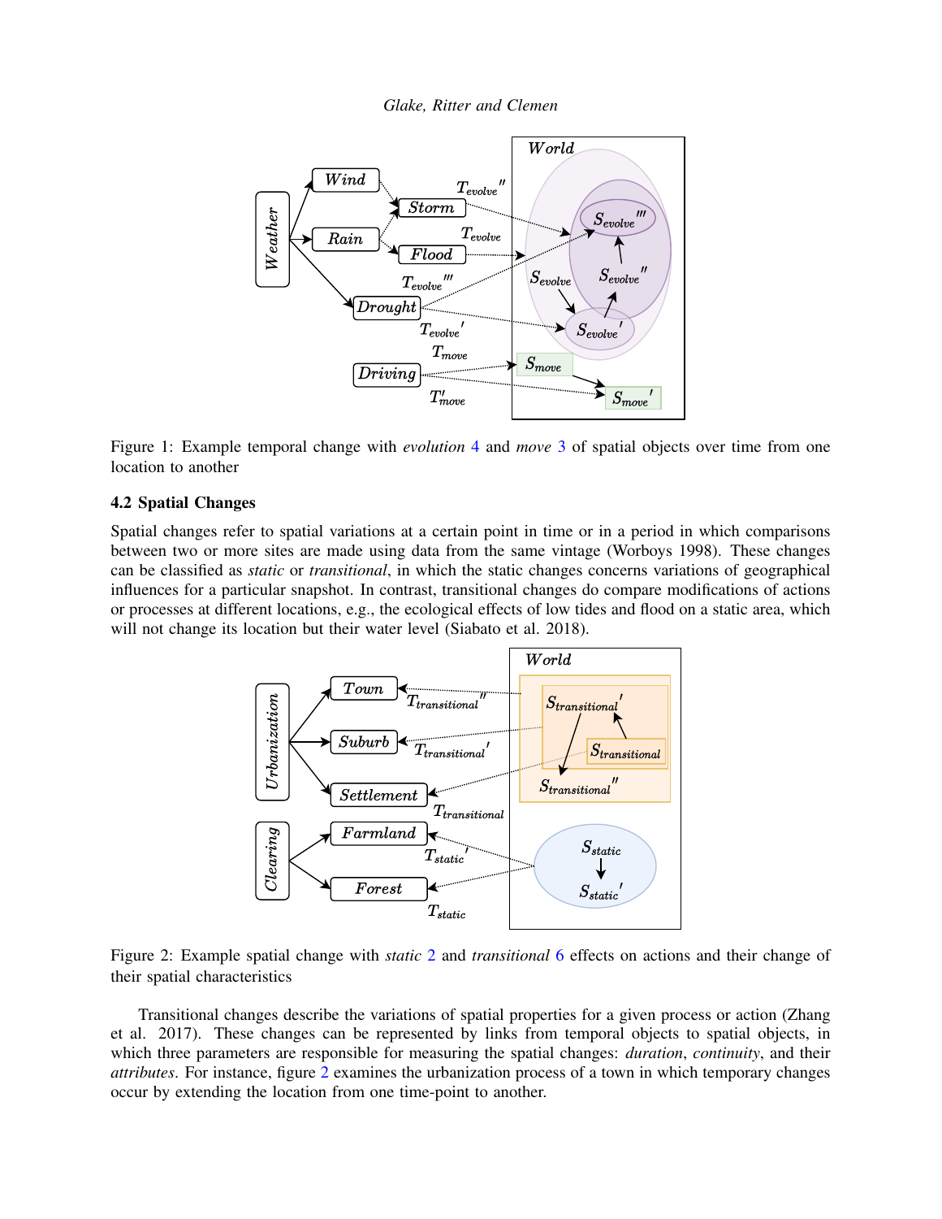Figure 1: Example temporal change with *evolution* 4 and *move* 3 of spatial objects over time from one location to another

### 4.2 Spatial Changes

Spatial changes refer to spatial variations at a certain point in time or in a period in which comparisons between two or more sites are made using data from the same vintage (Worboys 1998). These changes can be classified as *static* or *transitional*, in which the static changes concerns variations of geographical influences for a particular snapshot. In contrast, transitional changes do compare modifications of actions or processes at different locations, e.g., the ecological effects of low tides and flood on a static area, which will not change its location but their water level (Siabato et al. 2018).

Figure 2: Example spatial change with *static* 2 and *transitional* 6 effects on actions and their change of their spatial characteristics

Transitional changes describe the variations of spatial properties for a given process or action (Zhang et al. 2017). These changes can be represented by links from temporal objects to spatial objects, in which three parameters are responsible for measuring the spatial changes: *duration*, *continuity*, and their *attributes*. For instance, figure 2 examines the urbanization process of a town in which temporary changes occur by extending the location from one time-point to another.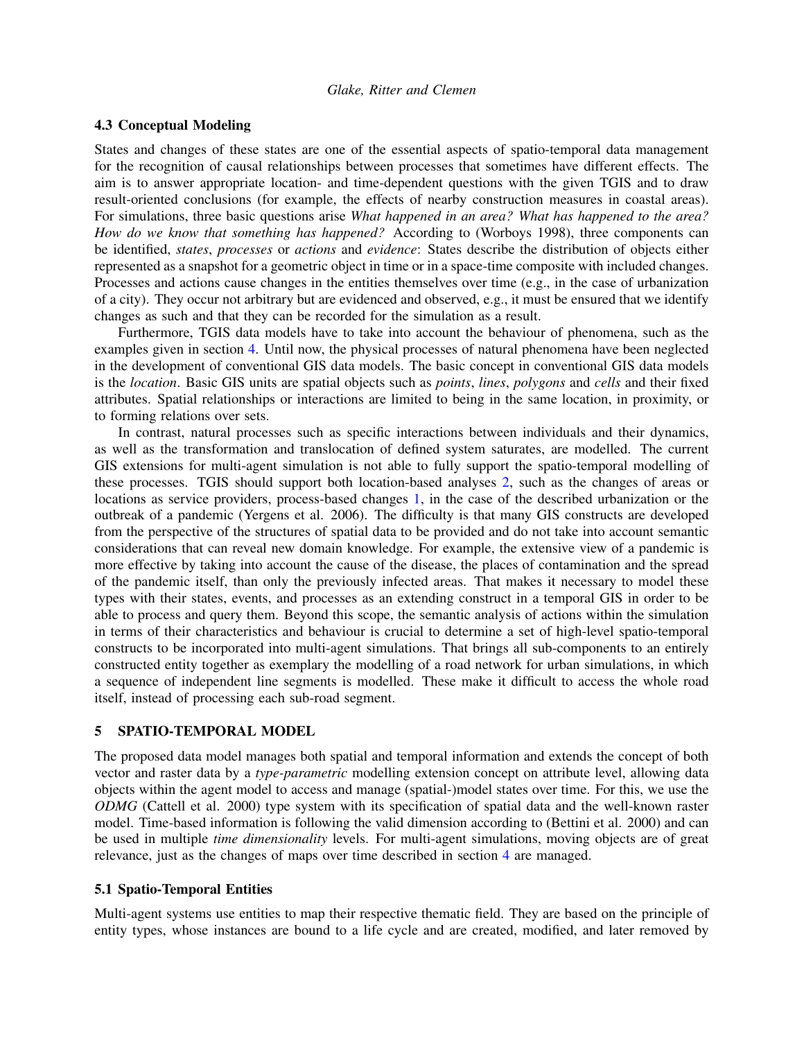### 4.3 Conceptual Modeling

States and changes of these states are one of the essential aspects of spatio-temporal data management for the recognition of causal relationships between processes that sometimes have different effects. The aim is to answer appropriate location- and time-dependent questions with the given TGIS and to draw result-oriented conclusions (for example, the effects of nearby construction measures in coastal areas). For simulations, three basic questions arise *What happened in an area? What has happened to the area? How do we know that something has happened?* According to (Worboys 1998), three components can be identified, *states*, *processes* or *actions* and *evidence*: States describe the distribution of objects either represented as a snapshot for a geometric object in time or in a space-time composite with included changes. Processes and actions cause changes in the entities themselves over time (e.g., in the case of urbanization of a city). They occur not arbitrary but are evidenced and observed, e.g., it must be ensured that we identify changes as such and that they can be recorded for the simulation as a result.

Furthermore, TGIS data models have to take into account the behaviour of phenomena, such as the examples given in section 4. Until now, the physical processes of natural phenomena have been neglected in the development of conventional GIS data models. The basic concept in conventional GIS data models is the *location*. Basic GIS units are spatial objects such as *points*, *lines*, *polygons* and *cells* and their fixed attributes. Spatial relationships or interactions are limited to being in the same location, in proximity, or to forming relations over sets.

In contrast, natural processes such as specific interactions between individuals and their dynamics, as well as the transformation and translocation of defined system saturates, are modelled. The current GIS extensions for multi-agent simulation is not able to fully support the spatio-temporal modelling of these processes. TGIS should support both location-based analyses 2, such as the changes of areas or locations as service providers, process-based changes 1, in the case of the described urbanization or the outbreak of a pandemic (Yergens et al. 2006). The difficulty is that many GIS constructs are developed from the perspective of the structures of spatial data to be provided and do not take into account semantic considerations that can reveal new domain knowledge. For example, the extensive view of a pandemic is more effective by taking into account the cause of the disease, the places of contamination and the spread of the pandemic itself, than only the previously infected areas. That makes it necessary to model these types with their states, events, and processes as an extending construct in a temporal GIS in order to be able to process and query them. Beyond this scope, the semantic analysis of actions within the simulation in terms of their characteristics and behaviour is crucial to determine a set of high-level spatio-temporal constructs to be incorporated into multi-agent simulations. That brings all sub-components to an entirely constructed entity together as exemplary the modelling of a road network for urban simulations, in which a sequence of independent line segments is modelled. These make it difficult to access the whole road itself, instead of processing each sub-road segment.

## 5 SPATIO-TEMPORAL MODEL

The proposed data model manages both spatial and temporal information and extends the concept of both vector and raster data by a *type-parametric* modelling extension concept on attribute level, allowing data objects within the agent model to access and manage (spatial-)model states over time. For this, we use the *ODMG* (Cattell et al. 2000) type system with its specification of spatial data and the well-known raster model. Time-based information is following the valid dimension according to (Bettini et al. 2000) and can be used in multiple *time dimensionality* levels. For multi-agent simulations, moving objects are of great relevance, just as the changes of maps over time described in section 4 are managed.

### 5.1 Spatio-Temporal Entities

Multi-agent systems use entities to map their respective thematic field. They are based on the principle of entity types, whose instances are bound to a life cycle and are created, modified, and later removed by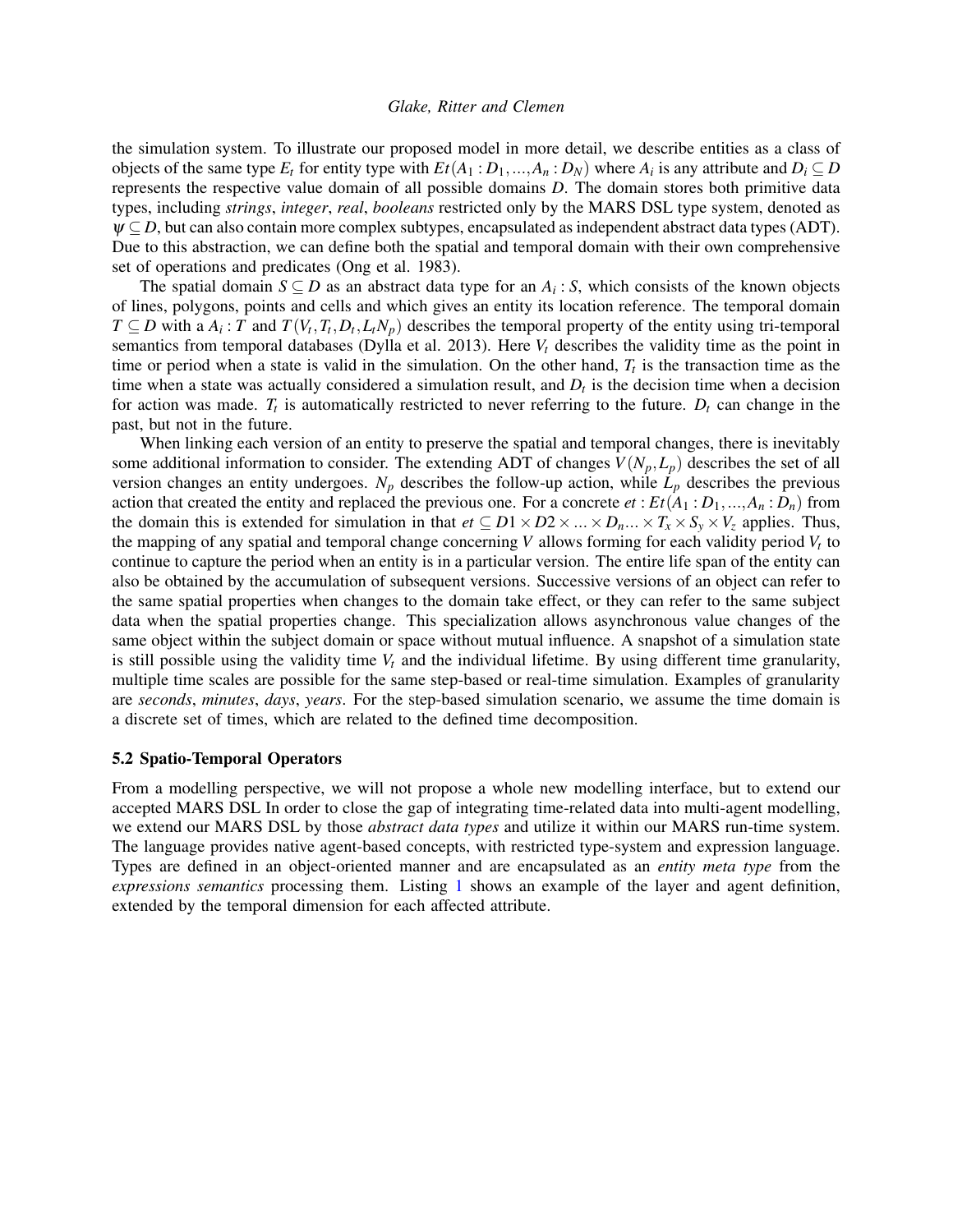the simulation system. To illustrate our proposed model in more detail, we describe entities as a class of objects of the same type $E_t$ for entity type with $Et(A_1 : D_1, ..., A_n : D_N)$ where $A_i$ is any attribute and $D_i \subseteq D$ represents the respective value domain of all possible domains $D$. The domain stores both primitive data types, including *strings*, *integer*, *real*, *booleans* restricted only by the MARS DSL type system, denoted as $\psi \subseteq D$, but can also contain more complex subtypes, encapsulated as independent abstract data types (ADT). Due to this abstraction, we can define both the spatial and temporal domain with their own comprehensive set of operations and predicates (Ong et al. 1983).

The spatial domain $S \subseteq D$ as an abstract data type for an $A_i : S$, which consists of the known objects of lines, polygons, points and cells and which gives an entity its location reference. The temporal domain $T \subseteq D$ with a $A_i : T$ and $T(V_t, T_t, D_t, L_t N_p)$ describes the temporal property of the entity using tri-temporal semantics from temporal databases (Dylla et al. 2013). Here $V_t$ describes the validity time as the point in time or period when a state is valid in the simulation. On the other hand, $T_t$ is the transaction time as the time when a state was actually considered a simulation result, and $D_t$ is the decision time when a decision for action was made. $T_t$ is automatically restricted to never referring to the future. $D_t$ can change in the past, but not in the future.

When linking each version of an entity to preserve the spatial and temporal changes, there is inevitably some additional information to consider. The extending ADT of changes $V(N_p, L_p)$ describes the set of all version changes an entity undergoes. $N_p$ describes the follow-up action, while $L_p$ describes the previous action that created the entity and replaced the previous one. For a concrete $et : Et(A_1 : D_1, ..., A_n : D_n)$ from the domain this is extended for simulation in that $et \subseteq D1 \times D2 \times ... \times D_n ... \times T_x \times S_y \times V_z$ applies. Thus, the mapping of any spatial and temporal change concerning $V$ allows forming for each validity period $V_t$ to continue to capture the period when an entity is in a particular version. The entire life span of the entity can also be obtained by the accumulation of subsequent versions. Successive versions of an object can refer to the same spatial properties when changes to the domain take effect, or they can refer to the same subject data when the spatial properties change. This specialization allows asynchronous value changes of the same object within the subject domain or space without mutual influence. A snapshot of a simulation state is still possible using the validity time $V_t$ and the individual lifetime. By using different time granularity, multiple time scales are possible for the same step-based or real-time simulation. Examples of granularity are *seconds*, *minutes*, *days*, *years*. For the step-based simulation scenario, we assume the time domain is a discrete set of times, which are related to the defined time decomposition.

### 5.2 Spatio-Temporal Operators

From a modelling perspective, we will not propose a whole new modelling interface, but to extend our accepted MARS DSL In order to close the gap of integrating time-related data into multi-agent modelling, we extend our MARS DSL by those *abstract data types* and utilize it within our MARS run-time system. The language provides native agent-based concepts, with restricted type-system and expression language. Types are defined in an object-oriented manner and are encapsulated as an *entity meta type* from the *expressions semantics* processing them. Listing 1 shows an example of the layer and agent definition, extended by the temporal dimension for each affected attribute.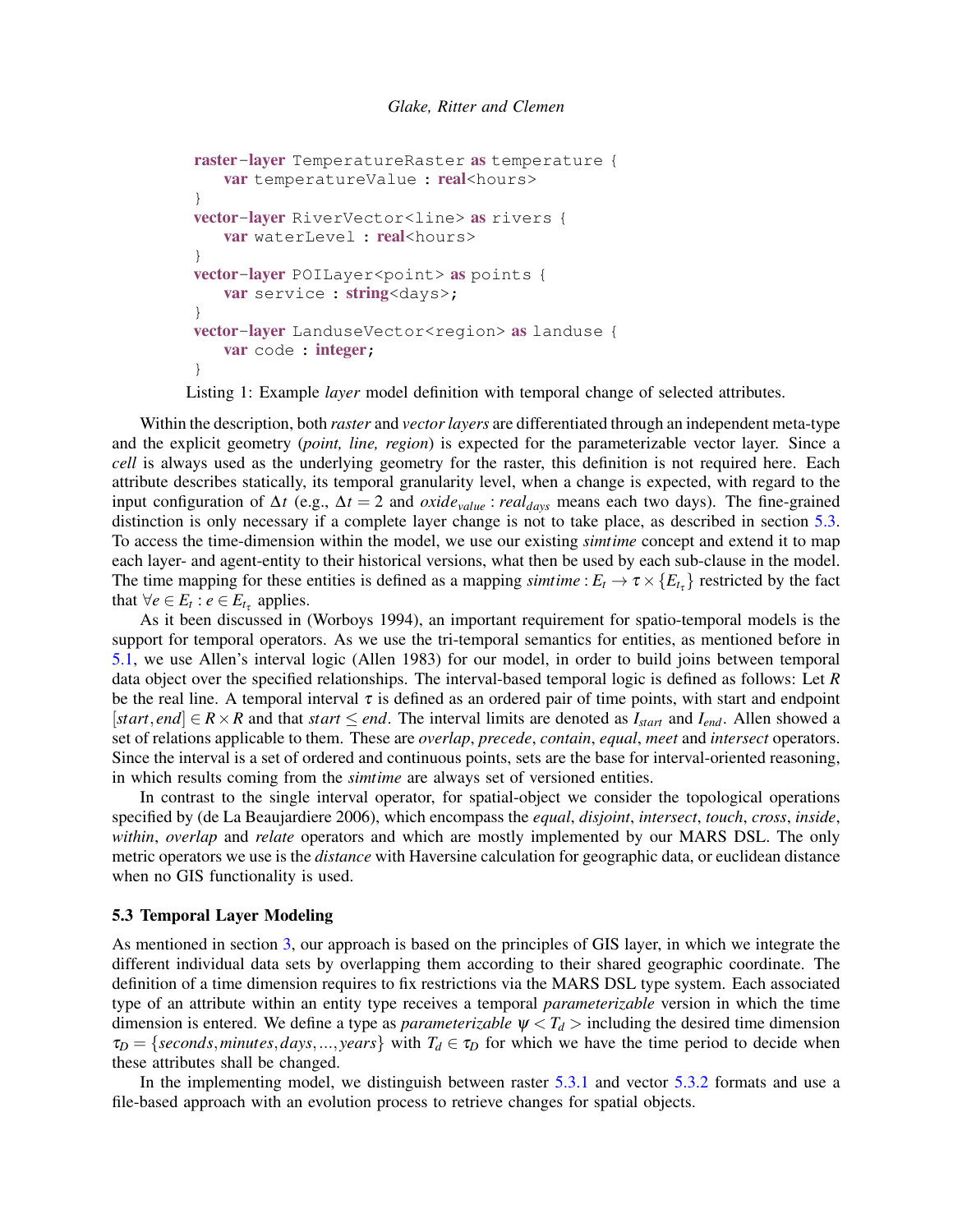```
raster-layer TemperatureRaster as temperature {
    var temperatureValue : real<hours>
}
vector-layer RiverVector<line> as rivers {
    var waterLevel : real<hours>
}
vector-layer POILayer<point> as points {
    var service : string<days>;
}
vector-layer LanduseVector<region> as landuse {
    var code : integer;
}
```

Listing 1: Example *layer* model definition with temporal change of selected attributes.

Within the description, both *raster* and *vector layers* are differentiated through an independent meta-type and the explicit geometry (*point, line, region*) is expected for the parameterizable vector layer. Since a *cell* is always used as the underlying geometry for the raster, this definition is not required here. Each attribute describes statically, its temporal granularity level, when a change is expected, with regard to the input configuration of $\Delta t$ (e.g., $\Delta t = 2$ and $oxide_{value} : real_{days}$ means each two days). The fine-grained distinction is only necessary if a complete layer change is not to take place, as described in section 5.3. To access the time-dimension within the model, we use our existing *simtime* concept and extend it to map each layer- and agent-entity to their historical versions, what then be used by each sub-clause in the model. The time mapping for these entities is defined as a mapping $simtime : E_t \rightarrow \tau \times \{E_{t_\tau}\}$ restricted by the fact that $\forall e \in E_t : e \in E_{t_\tau}$ applies.

As it been discussed in (Worboys 1994), an important requirement for spatio-temporal models is the support for temporal operators. As we use the tri-temporal semantics for entities, as mentioned before in 5.1, we use Allen's interval logic (Allen 1983) for our model, in order to build joins between temporal data object over the specified relationships. The interval-based temporal logic is defined as follows: Let $R$ be the real line. A temporal interval $\tau$ is defined as an ordered pair of time points, with start and endpoint $[start, end] \in R \times R$ and that $start \leq end$. The interval limits are denoted as $I_{start}$ and $I_{end}$. Allen showed a set of relations applicable to them. These are *overlap*, *precede*, *contain*, *equal*, *meet* and *intersect* operators. Since the interval is a set of ordered and continuous points, sets are the base for interval-oriented reasoning, in which results coming from the *simtime* are always set of versioned entities.

In contrast to the single interval operator, for spatial-object we consider the topological operations specified by (de La Beaujardiere 2006), which encompass the *equal*, *disjoint*, *intersect*, *touch*, *cross*, *inside*, *within*, *overlap* and *relate* operators and which are mostly implemented by our MARS DSL. The only metric operators we use is the *distance* with Haversine calculation for geographic data, or euclidean distance when no GIS functionality is used.

### 5.3 Temporal Layer Modeling

As mentioned in section 3, our approach is based on the principles of GIS layer, in which we integrate the different individual data sets by overlapping them according to their shared geographic coordinate. The definition of a time dimension requires to fix restrictions via the MARS DSL type system. Each associated type of an attribute within an entity type receives a temporal *parameterizable* version in which the time dimension is entered. We define a type as *parameterizable* $\psi < T_d >$ including the desired time dimension $\tau_D = \{seconds, minutes, days, ..., years\}$ with $T_d \in \tau_D$ for which we have the time period to decide when these attributes shall be changed.

In the implementing model, we distinguish between raster 5.3.1 and vector 5.3.2 formats and use a file-based approach with an evolution process to retrieve changes for spatial objects.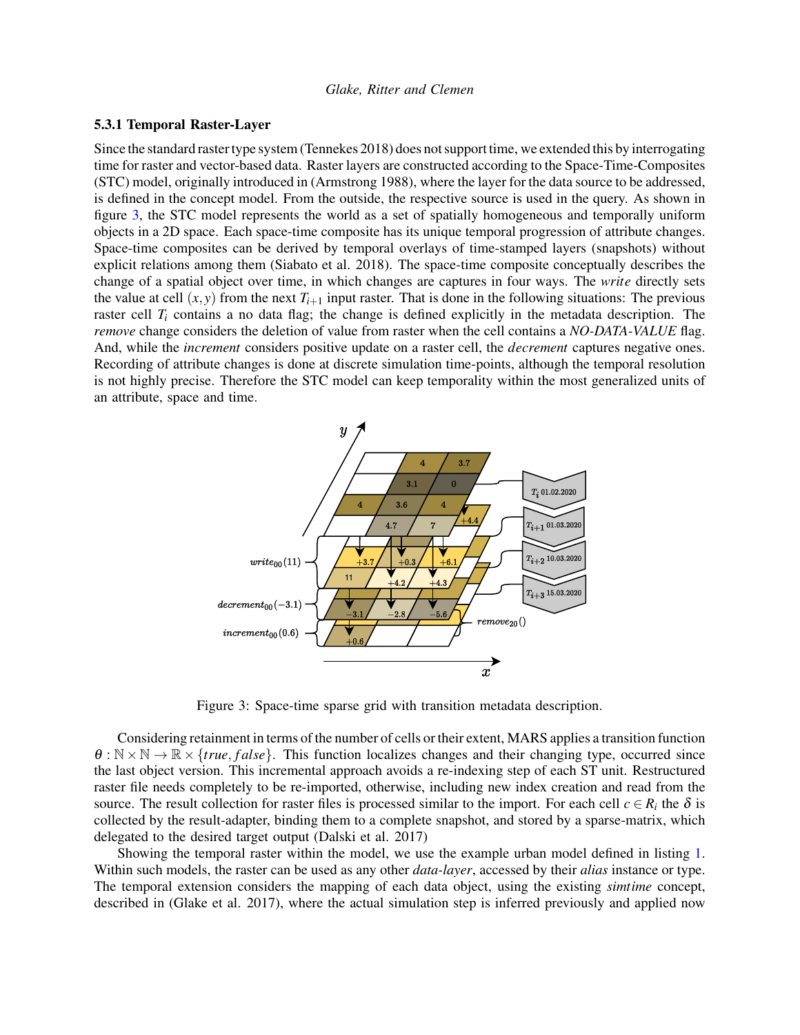### 5.3.1 Temporal Raster-Layer

Since the standard raster type system (Tennekes 2018) does not support time, we extended this by interrogating time for raster and vector-based data. Raster layers are constructed according to the Space-Time-Composites (STC) model, originally introduced in (Armstrong 1988), where the layer for the data source to be addressed, is defined in the concept model. From the outside, the respective source is used in the query. As shown in figure 3, the STC model represents the world as a set of spatially homogeneous and temporally uniform objects in a 2D space. Each space-time composite has its unique temporal progression of attribute changes. Space-time composites can be derived by temporal overlays of time-stamped layers (snapshots) without explicit relations among them (Siabato et al. 2018). The space-time composite conceptually describes the change of a spatial object over time, in which changes are captures in four ways. The *write* directly sets the value at cell $(x, y)$ from the next $T_{i+1}$ input raster. That is done in the following situations: The previous raster cell $T_i$ contains a no data flag; the change is defined explicitly in the metadata description. The *remove* change considers the deletion of value from raster when the cell contains a *NO-DATA-VALUE* flag. And, while the *increment* considers positive update on a raster cell, the *decrement* captures negative ones. Recording of attribute changes is done at discrete simulation time-points, although the temporal resolution is not highly precise. Therefore the STC model can keep temporality within the most generalized units of an attribute, space and time.

Figure 3: Space-time sparse grid with transition metadata description.

Considering retainment in terms of the number of cells or their extent, MARS applies a transition function $\theta : \mathbb{N} \times \mathbb{N} \rightarrow \mathbb{R} \times \{true, false\}$. This function localizes changes and their changing type, occurred since the last object version. This incremental approach avoids a re-indexing step of each ST unit. Restructured raster file needs completely to be re-imported, otherwise, including new index creation and read from the source. The result collection for raster files is processed similar to the import. For each cell $c \in R_i$ the $\delta$ is collected by the result-adapter, binding them to a complete snapshot, and stored by a sparse-matrix, which delegated to the desired target output (Dalski et al. 2017)

Showing the temporal raster within the model, we use the example urban model defined in listing 1. Within such models, the raster can be used as any other *data-layer*, accessed by their *alias* instance or type. The temporal extension considers the mapping of each data object, using the existing *simtime* concept, described in (Glake et al. 2017), where the actual simulation step is inferred previously and applied now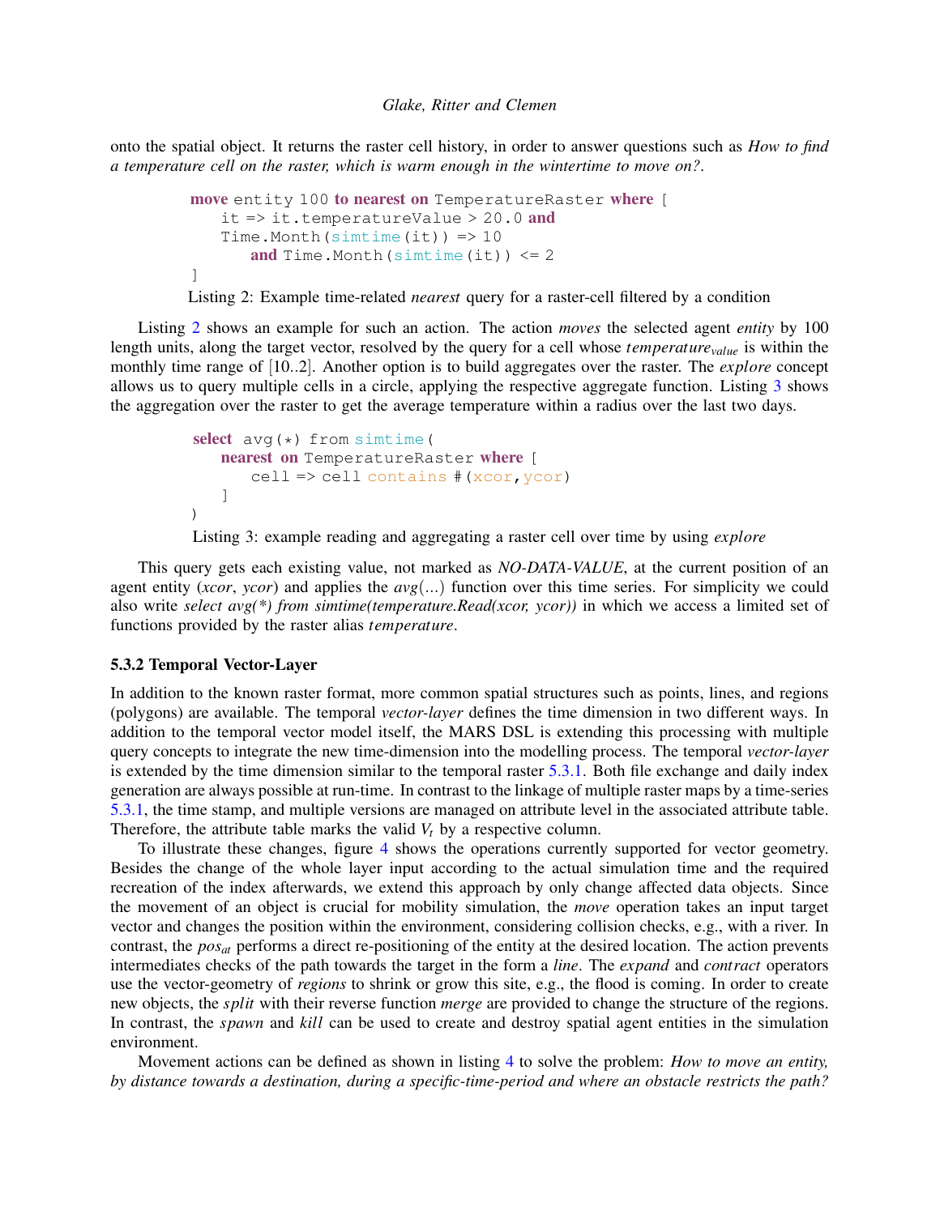onto the spatial object. It returns the raster cell history, in order to answer questions such as *How to find a temperature cell on the raster, which is warm enough in the wintertime to move on?*.

```
move entity 100 to nearest on TemperatureRaster where [
    it => it.temperatureValue > 20.0 and
    Time.Month(simtime(it)) => 10
        and Time.Month(simtime(it)) <= 2
]
```

Listing 2: Example time-related *nearest* query for a raster-cell filtered by a condition

Listing 2 shows an example for such an action. The action *moves* the selected agent *entity* by 100 length units, along the target vector, resolved by the query for a cell whose $temperature_{value}$ is within the monthly time range of [10..2]. Another option is to build aggregates over the raster. The *explore* concept allows us to query multiple cells in a circle, applying the respective aggregate function. Listing 3 shows the aggregation over the raster to get the average temperature within a radius over the last two days.

```
select avg(*) from simtime(
    nearest on TemperatureRaster where [
        cell => cell contains #(xcor,ycor)
    ]
)
```

Listing 3: example reading and aggregating a raster cell over time by using *explore*

This query gets each existing value, not marked as *NO-DATA-VALUE*, at the current position of an agent entity (*xcor*, *ycor*) and applies the *avg(...)* function over this time series. For simplicity we could also write *select avg(*) from simtime(temperature.Read(xcor, ycor))* in which we access a limited set of functions provided by the raster alias *temperature*.

### 5.3.2 Temporal Vector-Layer

In addition to the known raster format, more common spatial structures such as points, lines, and regions (polygons) are available. The temporal *vector-layer* defines the time dimension in two different ways. In addition to the temporal vector model itself, the MARS DSL is extending this processing with multiple query concepts to integrate the new time-dimension into the modelling process. The temporal *vector-layer* is extended by the time dimension similar to the temporal raster 5.3.1. Both file exchange and daily index generation are always possible at run-time. In contrast to the linkage of multiple raster maps by a time-series 5.3.1, the time stamp, and multiple versions are managed on attribute level in the associated attribute table. Therefore, the attribute table marks the valid $V_t$ by a respective column.

To illustrate these changes, figure 4 shows the operations currently supported for vector geometry. Besides the change of the whole layer input according to the actual simulation time and the required recreation of the index afterwards, we extend this approach by only change affected data objects. Since the movement of an object is crucial for mobility simulation, the *move* operation takes an input target vector and changes the position within the environment, considering collision checks, e.g., with a river. In contrast, the $pos_{at}$ performs a direct re-positioning of the entity at the desired location. The action prevents intermediates checks of the path towards the target in the form a *line*. The *expand* and *contract* operators use the vector-geometry of *regions* to shrink or grow this site, e.g., the flood is coming. In order to create new objects, the *split* with their reverse function *merge* are provided to change the structure of the regions. In contrast, the *spawn* and *kill* can be used to create and destroy spatial agent entities in the simulation environment.

Movement actions can be defined as shown in listing 4 to solve the problem: *How to move an entity, by distance towards a destination, during a specific-time-period and where an obstacle restricts the path?*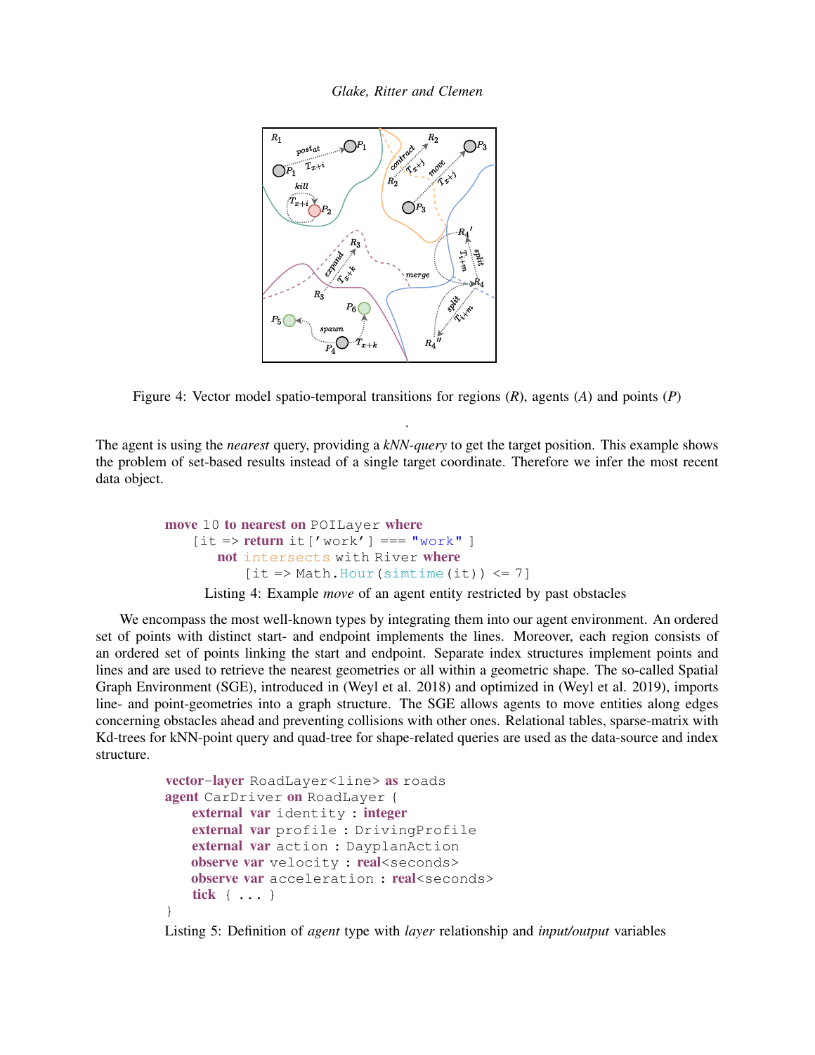Figure 4: Vector model spatio-temporal transitions for regions (*R*), agents (*A*) and points (*P*)

.

The agent is using the *nearest* query, providing a *kNN-query* to get the target position. This example shows the problem of set-based results instead of a single target coordinate. Therefore we infer the most recent data object.

```
move 10 to nearest on POILayer where
    [it => return it['work'] === "work" ]
        not intersects with River where
            [it => Math.Hour(simtime(it)) <= 7]
```

Listing 4: Example *move* of an agent entity restricted by past obstacles

We encompass the most well-known types by integrating them into our agent environment. An ordered set of points with distinct start- and endpoint implements the lines. Moreover, each region consists of an ordered set of points linking the start and endpoint. Separate index structures implement points and lines and are used to retrieve the nearest geometries or all within a geometric shape. The so-called Spatial Graph Environment (SGE), introduced in (Weyl et al. 2018) and optimized in (Weyl et al. 2019), imports line- and point-geometries into a graph structure. The SGE allows agents to move entities along edges concerning obstacles ahead and preventing collisions with other ones. Relational tables, sparse-matrix with Kd-trees for kNN-point query and quad-tree for shape-related queries are used as the data-source and index structure.

```
vector-layer RoadLayer<line> as roads
agent CarDriver on RoadLayer {
    external var identity : integer
    external var profile : DrivingProfile
    external var action : DayplanAction
    observe var velocity : real<seconds>
    observe var acceleration : real<seconds>
    tick { ... }
}
```

Listing 5: Definition of *agent* type with *layer* relationship and *input/output* variables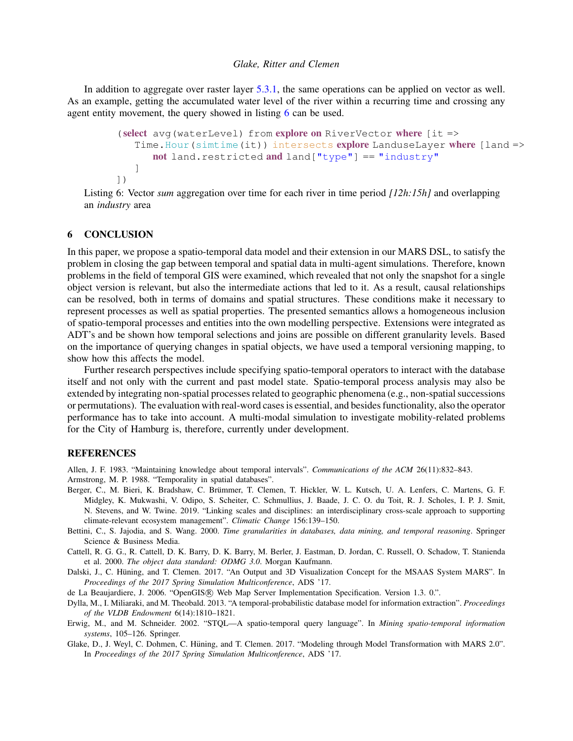In addition to aggregate over raster layer 5.3.1, the same operations can be applied on vector as well. As an example, getting the accumulated water level of the river within a recurring time and crossing any agent entity movement, the query showed in listing 6 can be used.

```
(select avg(waterLevel) from explore on RiverVector where [it =>
   Time.Hour(simtime(it)) intersects explore LanduseLayer where [land =>
      not land.restricted and land["type"] == "industry"
   ]
])
```

Listing 6: Vector *sum* aggregation over time for each river in time period *[12h:15h]* and overlapping an *industry* area

## 6 CONCLUSION

In this paper, we propose a spatio-temporal data model and their extension in our MARS DSL, to satisfy the problem in closing the gap between temporal and spatial data in multi-agent simulations. Therefore, known problems in the field of temporal GIS were examined, which revealed that not only the snapshot for a single object version is relevant, but also the intermediate actions that led to it. As a result, causal relationships can be resolved, both in terms of domains and spatial structures. These conditions make it necessary to represent processes as well as spatial properties. The presented semantics allows a homogeneous inclusion of spatio-temporal processes and entities into the own modelling perspective. Extensions were integrated as ADT's and be shown how temporal selections and joins are possible on different granularity levels. Based on the importance of querying changes in spatial objects, we have used a temporal versioning mapping, to show how this affects the model.

Further research perspectives include specifying spatio-temporal operators to interact with the database itself and not only with the current and past model state. Spatio-temporal process analysis may also be extended by integrating non-spatial processes related to geographic phenomena (e.g., non-spatial successions or permutations). The evaluation with real-word cases is essential, and besides functionality, also the operator performance has to take into account. A multi-modal simulation to investigate mobility-related problems for the City of Hamburg is, therefore, currently under development.

## REFERENCES

Allen, J. F. 1983. "Maintaining knowledge about temporal intervals". *Communications of the ACM* 26(11):832–843.

Armstrong, M. P. 1988. "Temporality in spatial databases".

Berger, C., M. Bieri, K. Bradshaw, C. Brümmer, T. Clemen, T. Hickler, W. L. Kutsch, U. A. Lenfers, C. Martens, G. F. Midgley, K. Mukwashi, V. Odipo, S. Scheiter, C. Schmullius, J. Baade, J. C. O. du Toit, R. J. Scholes, I. P. J. Smit, N. Stevens, and W. Twine. 2019. "Linking scales and disciplines: an interdisciplinary cross-scale approach to supporting climate-relevant ecosystem management". *Climatic Change* 156:139–150.

Bettini, C., S. Jajodia, and S. Wang. 2000. *Time granularities in databases, data mining, and temporal reasoning*. Springer Science & Business Media.

Cattell, R. G. G., R. Cattell, D. K. Barry, D. K. Barry, M. Berler, J. Eastman, D. Jordan, C. Russell, O. Schadow, T. Stanienda et al. 2000. *The object data standard: ODMG 3.0*. Morgan Kaufmann.

Dalski, J., C. Hüning, and T. Clemen. 2017. "An Output and 3D Visualization Concept for the MSAAS System MARS". In *Proceedings of the 2017 Spring Simulation Multiconference*, ADS '17.

de La Beaujardiere, J. 2006. "OpenGIS® Web Map Server Implementation Specification. Version 1.3. 0.".

Dylla, M., I. Miliaraki, and M. Theobald. 2013. "A temporal-probabilistic database model for information extraction". *Proceedings of the VLDB Endowment* 6(14):1810–1821.

Erwig, M., and M. Schneider. 2002. "STQL—A spatio-temporal query language". In *Mining spatio-temporal information systems*, 105–126. Springer.

Glake, D., J. Weyl, C. Dohmen, C. Hüning, and T. Clemen. 2017. "Modeling through Model Transformation with MARS 2.0". In *Proceedings of the 2017 Spring Simulation Multiconference*, ADS '17.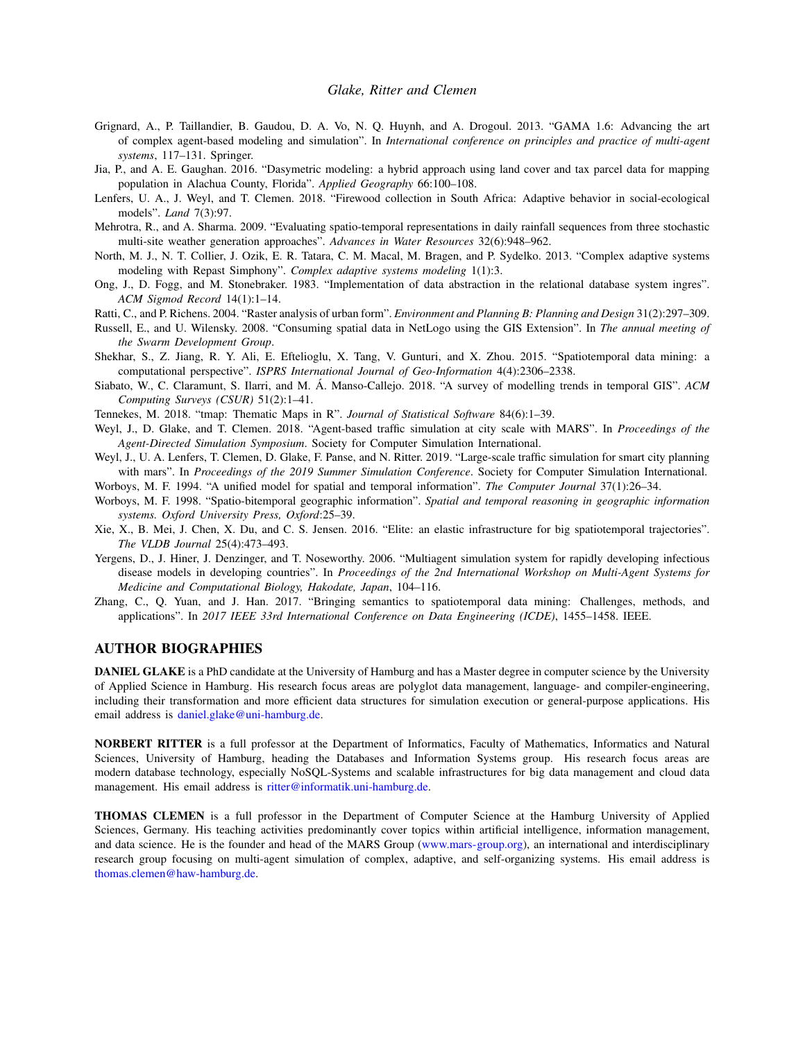Grignard, A., P. Taillandier, B. Gaudou, D. A. Vo, N. Q. Huynh, and A. Drogoul. 2013. "GAMA 1.6: Advancing the art of complex agent-based modeling and simulation". In *International conference on principles and practice of multi-agent systems*, 117–131. Springer.

Jia, P., and A. E. Gaughan. 2016. "Dasymetric modeling: a hybrid approach using land cover and tax parcel data for mapping population in Alachua County, Florida". *Applied Geography* 66:100–108.

Lenfers, U. A., J. Weyl, and T. Clemen. 2018. "Firewood collection in South Africa: Adaptive behavior in social-ecological models". *Land* 7(3):97.

Mehrotra, R., and A. Sharma. 2009. "Evaluating spatio-temporal representations in daily rainfall sequences from three stochastic multi-site weather generation approaches". *Advances in Water Resources* 32(6):948–962.

North, M. J., N. T. Collier, J. Ozik, E. R. Tatara, C. M. Macal, M. Bragen, and P. Sydelko. 2013. "Complex adaptive systems modeling with Repast Simphony". *Complex adaptive systems modeling* 1(1):3.

Ong, J., D. Fogg, and M. Stonebraker. 1983. "Implementation of data abstraction in the relational database system ingres". *ACM Sigmod Record* 14(1):1–14.

Ratti, C., and P. Richens. 2004. "Raster analysis of urban form". *Environment and Planning B: Planning and Design* 31(2):297–309.

Russell, E., and U. Wilensky. 2008. "Consuming spatial data in NetLogo using the GIS Extension". In *The annual meeting of the Swarm Development Group*.

Shekhar, S., Z. Jiang, R. Y. Ali, E. Eftelioglu, X. Tang, V. Gunturi, and X. Zhou. 2015. "Spatiotemporal data mining: a computational perspective". *ISPRS International Journal of Geo-Information* 4(4):2306–2338.

Siabato, W., C. Claramunt, S. Ilarri, and M. Á. Manso-Callejo. 2018. "A survey of modelling trends in temporal GIS". *ACM Computing Surveys (CSUR)* 51(2):1–41.

Tennekes, M. 2018. "tmap: Thematic Maps in R". *Journal of Statistical Software* 84(6):1–39.

Weyl, J., D. Glake, and T. Clemen. 2018. "Agent-based traffic simulation at city scale with MARS". In *Proceedings of the Agent-Directed Simulation Symposium*. Society for Computer Simulation International.

Weyl, J., U. A. Lenfers, T. Clemen, D. Glake, F. Panse, and N. Ritter. 2019. "Large-scale traffic simulation for smart city planning with mars". In *Proceedings of the 2019 Summer Simulation Conference*. Society for Computer Simulation International.

Worboys, M. F. 1994. "A unified model for spatial and temporal information". *The Computer Journal* 37(1):26–34.

Worboys, M. F. 1998. "Spatio-bitemporal geographic information". *Spatial and temporal reasoning in geographic information systems. Oxford University Press, Oxford*:25–39.

Xie, X., B. Mei, J. Chen, X. Du, and C. S. Jensen. 2016. "Elite: an elastic infrastructure for big spatiotemporal trajectories". *The VLDB Journal* 25(4):473–493.

Yergens, D., J. Hiner, J. Denzinger, and T. Noseworthy. 2006. "Multiagent simulation system for rapidly developing infectious disease models in developing countries". In *Proceedings of the 2nd International Workshop on Multi-Agent Systems for Medicine and Computational Biology, Hakodate, Japan*, 104–116.

Zhang, C., Q. Yuan, and J. Han. 2017. "Bringing semantics to spatiotemporal data mining: Challenges, methods, and applications". In *2017 IEEE 33rd International Conference on Data Engineering (ICDE)*, 1455–1458. IEEE.

## AUTHOR BIOGRAPHIES

**DANIEL GLAKE** is a PhD candidate at the University of Hamburg and has a Master degree in computer science by the University of Applied Science in Hamburg. His research focus areas are polyglot data management, language- and compiler-engineering, including their transformation and more efficient data structures for simulation execution or general-purpose applications. His email address is daniel.glake@uni-hamburg.de.

**NORBERT RITTER** is a full professor at the Department of Informatics, Faculty of Mathematics, Informatics and Natural Sciences, University of Hamburg, heading the Databases and Information Systems group. His research focus areas are modern database technology, especially NoSQL-Systems and scalable infrastructures for big data management and cloud data management. His email address is ritter@informatik.uni-hamburg.de.

**THOMAS CLEMEN** is a full professor in the Department of Computer Science at the Hamburg University of Applied Sciences, Germany. His teaching activities predominantly cover topics within artificial intelligence, information management, and data science. He is the founder and head of the MARS Group (www.mars-group.org), an international and interdisciplinary research group focusing on multi-agent simulation of complex, adaptive, and self-organizing systems. His email address is thomas.clemen@haw-hamburg.de.